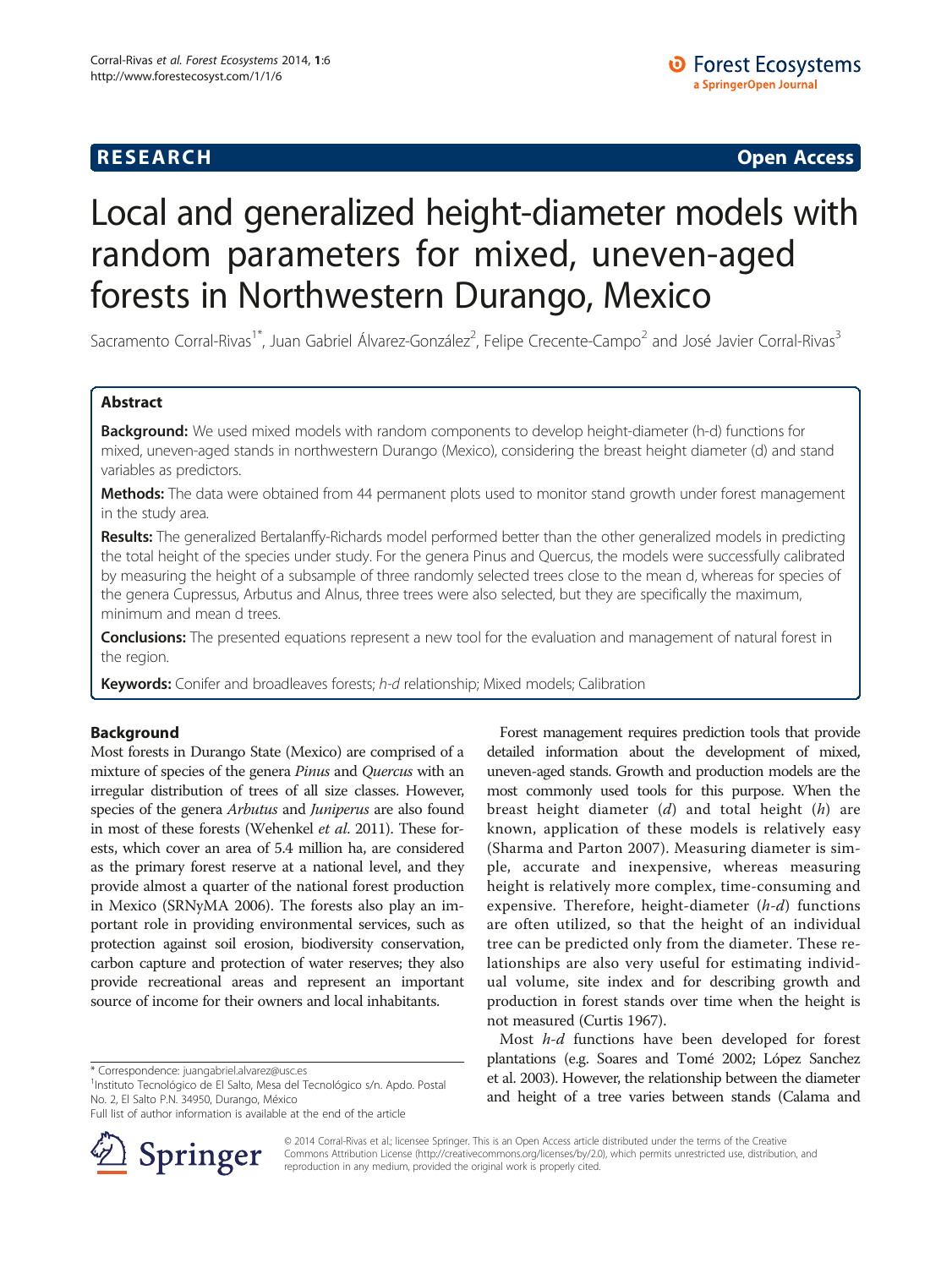# RESEARCH Open Access

# Local and generalized height-diameter models with random parameters for mixed, uneven-aged forests in Northwestern Durango, Mexico

Sacramento Corral-Rivas[1*], Juan Gabriel Álvarez-González[2], Felipe Crecente-Campo[2] and José Javier Corral-Rivas[3]

## Abstract

**Background:** We used mixed models with random components to develop height-diameter (h-d) functions for mixed, uneven-aged stands in northwestern Durango (Mexico), considering the breast height diameter (d) and stand variables as predictors.

**Methods:** The data were obtained from 44 permanent plots used to monitor stand growth under forest management in the study area.

**Results:** The generalized Bertalanffy-Richards model performed better than the other generalized models in predicting the total height of the species under study. For the genera Pinus and Quercus, the models were successfully calibrated by measuring the height of a subsample of three randomly selected trees close to the mean d, whereas for species of the genera Cupressus, Arbutus and Alnus, three trees were also selected, but they are specifically the maximum, minimum and mean d trees.

**Conclusions:** The presented equations represent a new tool for the evaluation and management of natural forest in the region.

**Keywords:** Conifer and broadleaves forests; *h-d* relationship; Mixed models; Calibration

## Background

Most forests in Durango State (Mexico) are comprised of a mixture of species of the genera *Pinus* and *Quercus* with an irregular distribution of trees of all size classes. However, species of the genera *Arbutus* and *Juniperus* are also found in most of these forests (Wehenkel *et al.* 2011). These forests, which cover an area of 5.4 million ha, are considered as the primary forest reserve at a national level, and they provide almost a quarter of the national forest production in Mexico (SRNyMA 2006). The forests also play an important role in providing environmental services, such as protection against soil erosion, biodiversity conservation, carbon capture and protection of water reserves; they also provide recreational areas and represent an important source of income for their owners and local inhabitants.

Forest management requires prediction tools that provide detailed information about the development of mixed, uneven-aged stands. Growth and production models are the most commonly used tools for this purpose. When the breast height diameter (*d*) and total height (*h*) are known, application of these models is relatively easy (Sharma and Parton 2007). Measuring diameter is simple, accurate and inexpensive, whereas measuring height is relatively more complex, time-consuming and expensive. Therefore, height-diameter (*h-d*) functions are often utilized, so that the height of an individual tree can be predicted only from the diameter. These relationships are also very useful for estimating individual volume, site index and for describing growth and production in forest stands over time when the height is not measured (Curtis 1967).

Most *h-d* functions have been developed for forest plantations (e.g. Soares and Tomé 2002; López Sanchez et al. 2003). However, the relationship between the diameter and height of a tree varies between stands (Calama and

\* Correspondence: juangabriel.alvarez@usc.es
[1]Instituto Tecnológico de El Salto, Mesa del Tecnológico s/n. Apdo. Postal No. 2, El Salto P.N. 34950, Durango, México
Full list of author information is available at the end of the article

© 2014 Corral-Rivas et al.; licensee Springer. This is an Open Access article distributed under the terms of the Creative Commons Attribution License (http://creativecommons.org/licenses/by/2.0), which permits unrestricted use, distribution, and reproduction in any medium, provided the original work is properly cited.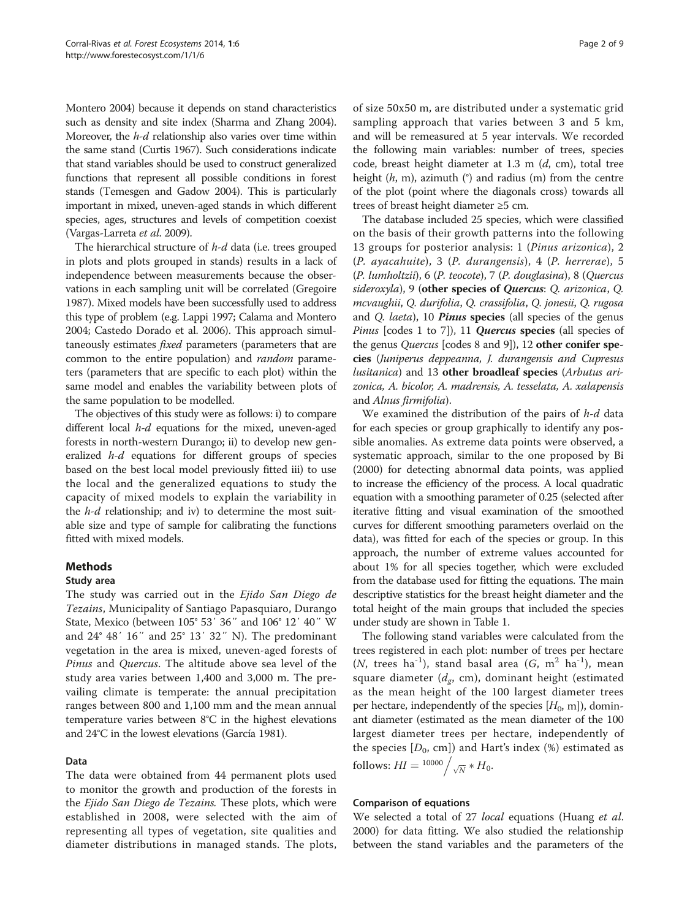Montero 2004) because it depends on stand characteristics such as density and site index (Sharma and Zhang 2004). Moreover, the *h-d* relationship also varies over time within the same stand (Curtis 1967). Such considerations indicate that stand variables should be used to construct generalized functions that represent all possible conditions in forest stands (Temesgen and Gadow 2004). This is particularly important in mixed, uneven-aged stands in which different species, ages, structures and levels of competition coexist (Vargas-Larreta *et al.* 2009).

The hierarchical structure of *h-d* data (i.e. trees grouped in plots and plots grouped in stands) results in a lack of independence between measurements because the observations in each sampling unit will be correlated (Gregoire 1987). Mixed models have been successfully used to address this type of problem (e.g. Lappi 1997; Calama and Montero 2004; Castedo Dorado et al. 2006). This approach simultaneously estimates *fixed* parameters (parameters that are common to the entire population) and *random* parameters (parameters that are specific to each plot) within the same model and enables the variability between plots of the same population to be modelled.

The objectives of this study were as follows: i) to compare different local *h-d* equations for the mixed, uneven-aged forests in north-western Durango; ii) to develop new generalized *h-d* equations for different groups of species based on the best local model previously fitted iii) to use the local and the generalized equations to study the capacity of mixed models to explain the variability in the *h-d* relationship; and iv) to determine the most suitable size and type of sample for calibrating the functions fitted with mixed models.

## Methods

### Study area

The study was carried out in the *Ejido San Diego de Tezains*, Municipality of Santiago Papasquiaro, Durango State, Mexico (between 105° 53′ 36″ and 106° 12′ 40″ W and 24° 48′ 16″ and 25° 13′ 32″ N). The predominant vegetation in the area is mixed, uneven-aged forests of *Pinus* and *Quercus*. The altitude above sea level of the study area varies between 1,400 and 3,000 m. The prevailing climate is temperate: the annual precipitation ranges between 800 and 1,100 mm and the mean annual temperature varies between 8°C in the highest elevations and 24°C in the lowest elevations (García 1981).

### Data

The data were obtained from 44 permanent plots used to monitor the growth and production of the forests in the *Ejido San Diego de Tezains.* These plots, which were established in 2008, were selected with the aim of representing all types of vegetation, site qualities and diameter distributions in managed stands. The plots, of size 50x50 m, are distributed under a systematic grid sampling approach that varies between 3 and 5 km, and will be remeasured at 5 year intervals. We recorded the following main variables: number of trees, species code, breast height diameter at 1.3 m ($d$, cm), total tree height ($h$, m), azimuth (°) and radius (m) from the centre of the plot (point where the diagonals cross) towards all trees of breast height diameter ≥5 cm.

The database included 25 species, which were classified on the basis of their growth patterns into the following 13 groups for posterior analysis: 1 (*Pinus arizonica*), 2 (*P. ayacahuite*), 3 (*P. durangensis*), 4 (*P. herrerae*), 5 (*P. lumholtzii*), 6 (*P. teocote*), 7 (*P. douglasina*), 8 (*Quercus sideroxyla*), 9 (**other species of *Quercus***: *Q. arizonica*, *Q. mcvaughii*, *Q. durifolia*, *Q. crassifolia*, *Q. jonesii*, *Q. rugosa* and *Q. laeta*), 10 ***Pinus* species** (all species of the genus *Pinus* [codes 1 to 7]), 11 ***Quercus* species** (all species of the genus *Quercus* [codes 8 and 9]), 12 **other conifer species** (*Juniperus deppeanna, J. durangensis and Cupresus lusitanica*) and 13 **other broadleaf species** (*Arbutus arizonica, A. bicolor, A. madrensis, A. tesselata, A. xalapensis* and *Alnus firmifolia*).

We examined the distribution of the pairs of *h-d* data for each species or group graphically to identify any possible anomalies. As extreme data points were observed, a systematic approach, similar to the one proposed by Bi (2000) for detecting abnormal data points, was applied to increase the efficiency of the process. A local quadratic equation with a smoothing parameter of 0.25 (selected after iterative fitting and visual examination of the smoothed curves for different smoothing parameters overlaid on the data), was fitted for each of the species or group. In this approach, the number of extreme values accounted for about 1% for all species together, which were excluded from the database used for fitting the equations. The main descriptive statistics for the breast height diameter and the total height of the main groups that included the species under study are shown in Table 1.

The following stand variables were calculated from the trees registered in each plot: number of trees per hectare ($N$, trees ha$^{-1}$), stand basal area ($G$, m$^2$ ha$^{-1}$), mean square diameter ($d_g$, cm), dominant height (estimated as the mean height of the 100 largest diameter trees per hectare, independently of the species [$H_0$, m]), dominant diameter (estimated as the mean diameter of the 100 largest diameter trees per hectare, independently of the species [$D_0$, cm]) and Hart's index (%) estimated as follows: $HI = {}^{10000}\Big/_{\sqrt{N}} * H_0$.

### Comparison of equations

We selected a total of 27 *local* equations (Huang *et al.* 2000) for data fitting. We also studied the relationship between the stand variables and the parameters of the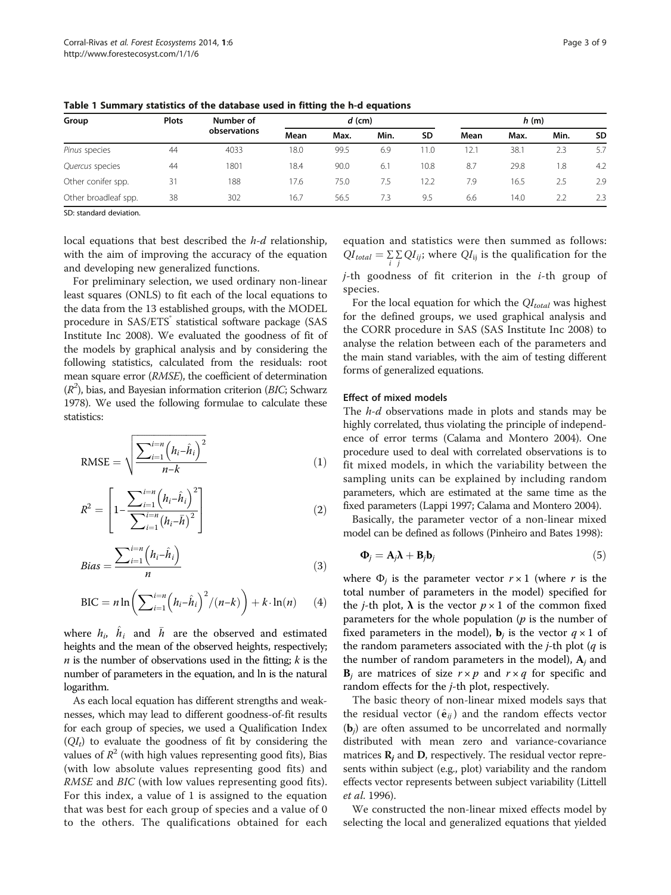**Table 1 Summary statistics of the database used in fitting the h-d equations**

| Group | Plots | Number of observations | *d* (cm) | | | | *h* (m) | | | |
|---|---|---|---|---|---|---|---|---|---|---|
| | | | Mean | Max. | Min. | SD | Mean | Max. | Min. | SD |
| *Pinus* species | 44 | 4033 | 18.0 | 99.5 | 6.9 | 11.0 | 12.1 | 38.1 | 2.3 | 5.7 |
| *Quercus* species | 44 | 1801 | 18.4 | 90.0 | 6.1 | 10.8 | 8.7 | 29.8 | 1.8 | 4.2 |
| Other conifer spp. | 31 | 188 | 17.6 | 75.0 | 7.5 | 12.2 | 7.9 | 16.5 | 2.5 | 2.9 |
| Other broadleaf spp. | 38 | 302 | 16.7 | 56.5 | 7.3 | 9.5 | 6.6 | 14.0 | 2.2 | 2.3 |

SD: standard deviation.

local equations that best described the *h-d* relationship, with the aim of improving the accuracy of the equation and developing new generalized functions.

For preliminary selection, we used ordinary non-linear least squares (ONLS) to fit each of the local equations to the data from the 13 established groups, with the MODEL procedure in SAS/ETS® statistical software package (SAS Institute Inc 2008). We evaluated the goodness of fit of the models by graphical analysis and by considering the following statistics, calculated from the residuals: root mean square error (*RMSE*), the coefficient of determination ($R^2$), bias, and Bayesian information criterion (*BIC*; Schwarz 1978). We used the following formulae to calculate these statistics:

$$\mathrm{RMSE} = \sqrt{\frac{\sum_{i=1}^{i=n}\left(h_i - \hat{h}_i\right)^2}{n-k}} \tag{1}$$

$$R^2 = \left[1 - \frac{\sum_{i=1}^{i=n}\left(h_i - \hat{h}_i\right)^2}{\sum_{i=1}^{i=n}\left(h_i - \bar{h}\right)^2}\right] \tag{2}$$

$$Bias = \frac{\sum_{i=1}^{i=n}\left(h_i - \hat{h}_i\right)}{n} \tag{3}$$

$$\mathrm{BIC} = n\ln\left(\sum_{i=1}^{i=n}\left(h_i - \hat{h}_i\right)^2/(n-k)\right) + k\cdot\ln(n) \tag{4}$$

where $h_i$, $\hat{h}_i$ and $\bar{h}$ are the observed and estimated heights and the mean of the observed heights, respectively; $n$ is the number of observations used in the fitting; $k$ is the number of parameters in the equation, and ln is the natural logarithm.

As each local equation has different strengths and weaknesses, which may lead to different goodness-of-fit results for each group of species, we used a Qualification Index ($QI_t$) to evaluate the goodness of fit by considering the values of $R^2$ (with high values representing good fits), Bias (with low absolute values representing good fits) and *RMSE* and *BIC* (with low values representing good fits). For this index, a value of 1 is assigned to the equation that was best for each group of species and a value of 0 to the others. The qualifications obtained for each equation and statistics were then summed as follows: $QI_{total} = \sum_i \sum_j QI_{ij}$; where $QI_{ij}$ is the qualification for the $j$-th goodness of fit criterion in the $i$-th group of species.

For the local equation for which the $QI_{total}$ was highest for the defined groups, we used graphical analysis and the CORR procedure in SAS (SAS Institute Inc 2008) to analyse the relation between each of the parameters and the main stand variables, with the aim of testing different forms of generalized equations.

### Effect of mixed models

The *h-d* observations made in plots and stands may be highly correlated, thus violating the principle of independence of error terms (Calama and Montero 2004). One procedure used to deal with correlated observations is to fit mixed models, in which the variability between the sampling units can be explained by including random parameters, which are estimated at the same time as the fixed parameters (Lappi 1997; Calama and Montero 2004).

Basically, the parameter vector of a non-linear mixed model can be defined as follows (Pinheiro and Bates 1998):

$$\mathbf{\Phi}_j = \mathbf{A}_j\boldsymbol{\lambda} + \mathbf{B}_j\mathbf{b}_j \tag{5}$$

where $\Phi_j$ is the parameter vector $r \times 1$ (where $r$ is the total number of parameters in the model) specified for the $j$-th plot, $\boldsymbol{\lambda}$ is the vector $p \times 1$ of the common fixed parameters for the whole population ($p$ is the number of fixed parameters in the model), $\mathbf{b}_j$ is the vector $q \times 1$ of the random parameters associated with the $j$-th plot ($q$ is the number of random parameters in the model), $\mathbf{A}_j$ and $\mathbf{B}_j$ are matrices of size $r \times p$ and $r \times q$ for specific and random effects for the $j$-th plot, respectively.

The basic theory of non-linear mixed models says that the residual vector ($\hat{\mathbf{e}}_{ij}$) and the random effects vector ($\mathbf{b}_j$) are often assumed to be uncorrelated and normally distributed with mean zero and variance-covariance matrices $\mathbf{R}_j$ and $\mathbf{D}$, respectively. The residual vector represents within subject (e.g., plot) variability and the random effects vector represents between subject variability (Littell *et al.* 1996).

We constructed the non-linear mixed effects model by selecting the local and generalized equations that yielded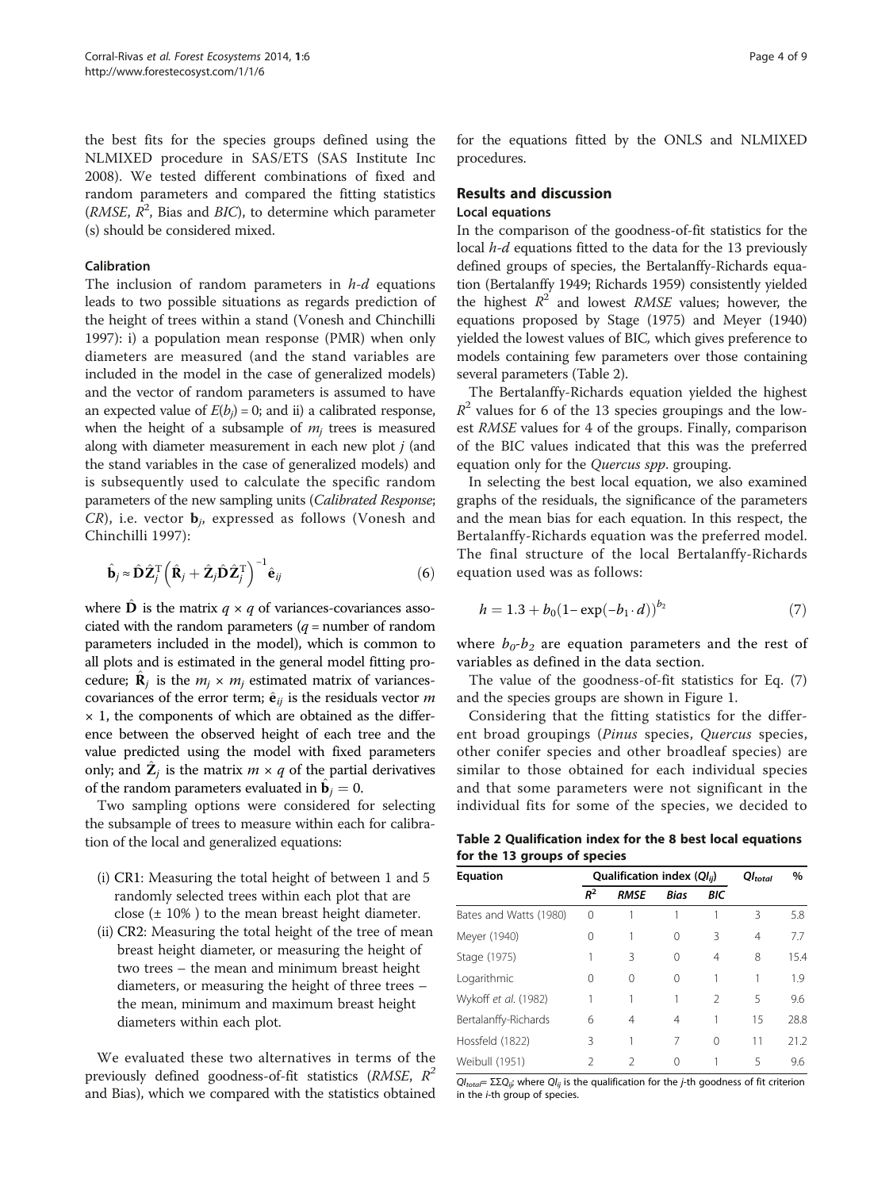the best fits for the species groups defined using the NLMIXED procedure in SAS/ETS (SAS Institute Inc 2008). We tested different combinations of fixed and random parameters and compared the fitting statistics (*RMSE*, $R^2$, Bias and *BIC*), to determine which parameter (s) should be considered mixed.

### Calibration

The inclusion of random parameters in *h-d* equations leads to two possible situations as regards prediction of the height of trees within a stand (Vonesh and Chinchilli 1997): i) a population mean response (PMR) when only diameters are measured (and the stand variables are included in the model in the case of generalized models) and the vector of random parameters is assumed to have an expected value of $E(b_j) = 0$; and ii) a calibrated response, when the height of a subsample of $m_j$ trees is measured along with diameter measurement in each new plot *j* (and the stand variables in the case of generalized models) and is subsequently used to calculate the specific random parameters of the new sampling units (*Calibrated Response*; *CR*), i.e. vector $\mathbf{b}_j$, expressed as follows (Vonesh and Chinchilli 1997):

$$\hat{\mathbf{b}}_j \approx \hat{\mathbf{D}}\hat{\mathbf{Z}}_j^{\mathrm{T}}\left(\hat{\mathbf{R}}_j + \hat{\mathbf{Z}}_j\hat{\mathbf{D}}\hat{\mathbf{Z}}_j^{\mathrm{T}}\right)^{-1}\hat{\mathbf{e}}_{ij} \tag{6}$$

where $\hat{\mathbf{D}}$ is the matrix $q \times q$ of variances-covariances associated with the random parameters ($q$ = number of random parameters included in the model), which is common to all plots and is estimated in the general model fitting procedure; $\hat{\mathbf{R}}_j$ is the $m_j \times m_j$ estimated matrix of variances-covariances of the error term; $\hat{\mathbf{e}}_{ij}$ is the residuals vector $m \times 1$, the components of which are obtained as the difference between the observed height of each tree and the value predicted using the model with fixed parameters only; and $\hat{\mathbf{Z}}_j$ is the matrix $m \times q$ of the partial derivatives of the random parameters evaluated in $\hat{\mathbf{b}}_j = 0$.

Two sampling options were considered for selecting the subsample of trees to measure within each for calibration of the local and generalized equations:

(i) CR1: Measuring the total height of between 1 and 5 randomly selected trees within each plot that are close (± 10% ) to the mean breast height diameter.
(ii) CR2: Measuring the total height of the tree of mean breast height diameter, or measuring the height of two trees – the mean and minimum breast height diameters, or measuring the height of three trees – the mean, minimum and maximum breast height diameters within each plot.

We evaluated these two alternatives in terms of the previously defined goodness-of-fit statistics (*RMSE*, $R^2$ and Bias), which we compared with the statistics obtained for the equations fitted by the ONLS and NLMIXED procedures.

## Results and discussion

### Local equations

In the comparison of the goodness-of-fit statistics for the local *h-d* equations fitted to the data for the 13 previously defined groups of species, the Bertalanffy-Richards equation (Bertalanffy 1949; Richards 1959) consistently yielded the highest $R^2$ and lowest *RMSE* values; however, the equations proposed by Stage (1975) and Meyer (1940) yielded the lowest values of BIC, which gives preference to models containing few parameters over those containing several parameters (Table 2).

The Bertalanffy-Richards equation yielded the highest $R^2$ values for 6 of the 13 species groupings and the lowest *RMSE* values for 4 of the groups. Finally, comparison of the BIC values indicated that this was the preferred equation only for the *Quercus spp.* grouping.

In selecting the best local equation, we also examined graphs of the residuals, the significance of the parameters and the mean bias for each equation. In this respect, the Bertalanffy-Richards equation was the preferred model. The final structure of the local Bertalanffy-Richards equation used was as follows:

$$h = 1.3 + b_0(1 - \exp(-b_1 \cdot d))^{b_2} \tag{7}$$

where $b_0$-$b_2$ are equation parameters and the rest of variables as defined in the data section.

The value of the goodness-of-fit statistics for Eq. (7) and the species groups are shown in Figure 1.

Considering that the fitting statistics for the different broad groupings (*Pinus* species, *Quercus* species, other conifer species and other broadleaf species) are similar to those obtained for each individual species and that some parameters were not significant in the individual fits for some of the species, we decided to

**Table 2 Qualification index for the 8 best local equations for the 13 groups of species**

| Equation | Qualification index ($QI_{ij}$) | | | | $QI_{total}$ | % |
|---|---|---|---|---|---|---|
| | $R^2$ | *RMSE* | *Bias* | *BIC* | | |
| Bates and Watts (1980) | 0 | 1 | 1 | 1 | 3 | 5.8 |
| Meyer (1940) | 0 | 1 | 0 | 3 | 4 | 7.7 |
| Stage (1975) | 1 | 3 | 0 | 4 | 8 | 15.4 |
| Logarithmic | 0 | 0 | 0 | 1 | 1 | 1.9 |
| Wykoff *et al.* (1982) | 1 | 1 | 1 | 2 | 5 | 9.6 |
| Bertalanffy-Richards | 6 | 4 | 4 | 1 | 15 | 28.8 |
| Hossfeld (1822) | 3 | 1 | 7 | 0 | 11 | 21.2 |
| Weibull (1951) | 2 | 2 | 0 | 1 | 5 | 9.6 |

$QI_{total}$= $\Sigma\Sigma Q_{ij}$; where $QI_{ij}$ is the qualification for the *j*-th goodness of fit criterion in the *i*-th group of species.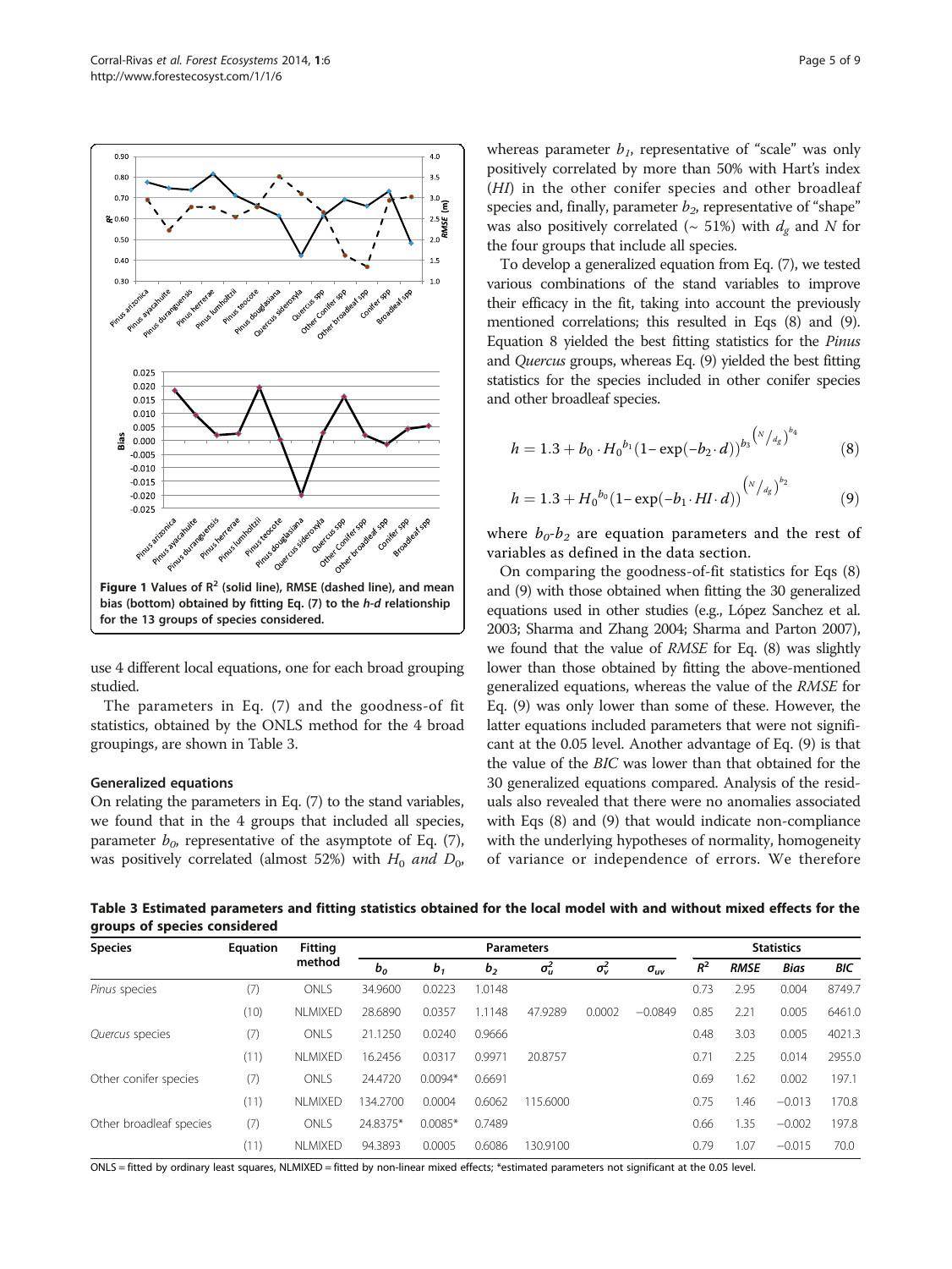Figure 1 Values of $R^2$ (solid line), RMSE (dashed line), and mean bias (bottom) obtained by fitting Eq. (7) to the *h-d* relationship for the 13 groups of species considered.

use 4 different local equations, one for each broad grouping studied.

The parameters in Eq. (7) and the goodness-of fit statistics, obtained by the ONLS method for the 4 broad groupings, are shown in Table 3.

### Generalized equations

On relating the parameters in Eq. (7) to the stand variables, we found that in the 4 groups that included all species, parameter $b_0$, representative of the asymptote of Eq. (7), was positively correlated (almost 52%) with $H_0$ *and* $D_0$, whereas parameter $b_1$, representative of "scale" was only positively correlated by more than 50% with Hart's index (*HI*) in the other conifer species and other broadleaf species and, finally, parameter $b_2$, representative of "shape" was also positively correlated (~ 51%) with $d_g$ and $N$ for the four groups that include all species.

To develop a generalized equation from Eq. (7), we tested various combinations of the stand variables to improve their efficacy in the fit, taking into account the previously mentioned correlations; this resulted in Eqs (8) and (9). Equation 8 yielded the best fitting statistics for the *Pinus* and *Quercus* groups, whereas Eq. (9) yielded the best fitting statistics for the species included in other conifer species and other broadleaf species.

$$h = 1.3 + b_0 \cdot H_0{}^{b_1}(1 - \exp(-b_2 \cdot d))^{b_3\left(N/d_g\right)^{b_4}} \quad (8)$$

$$h = 1.3 + H_0{}^{b_0}(1 - \exp(-b_1 \cdot HI \cdot d))^{\left(N/d_g\right)^{b_2}} \quad (9)$$

where $b_0$-$b_2$ are equation parameters and the rest of variables as defined in the data section.

On comparing the goodness-of-fit statistics for Eqs (8) and (9) with those obtained when fitting the 30 generalized equations used in other studies (e.g., López Sanchez et al. 2003; Sharma and Zhang 2004; Sharma and Parton 2007), we found that the value of *RMSE* for Eq. (8) was slightly lower than those obtained by fitting the above-mentioned generalized equations, whereas the value of the *RMSE* for Eq. (9) was only lower than some of these. However, the latter equations included parameters that were not significant at the 0.05 level. Another advantage of Eq. (9) is that the value of the *BIC* was lower than that obtained for the 30 generalized equations compared. Analysis of the residuals also revealed that there were no anomalies associated with Eqs (8) and (9) that would indicate non-compliance with the underlying hypotheses of normality, homogeneity of variance or independence of errors. We therefore

**Table 3 Estimated parameters and fitting statistics obtained for the local model with and without mixed effects for the groups of species considered**

| Species | Equation | Fitting method | Parameters | | | | | | Statistics | | | |
|---|---|---|---|---|---|---|---|---|---|---|---|---|
| | | | $b_0$ | $b_1$ | $b_2$ | $\sigma_u^2$ | $\sigma_v^2$ | $\sigma_{uv}$ | $R^2$ | *RMSE* | *Bias* | *BIC* |
| *Pinus* species | (7) | ONLS | 34.9600 | 0.0223 | 1.0148 | | | | 0.73 | 2.95 | 0.004 | 8749.7 |
| | (10) | NLMIXED | 28.6890 | 0.0357 | 1.1148 | 47.9289 | 0.0002 | −0.0849 | 0.85 | 2.21 | 0.005 | 6461.0 |
| *Quercus* species | (7) | ONLS | 21.1250 | 0.0240 | 0.9666 | | | | 0.48 | 3.03 | 0.005 | 4021.3 |
| | (11) | NLMIXED | 16.2456 | 0.0317 | 0.9971 | 20.8757 | | | 0.71 | 2.25 | 0.014 | 2955.0 |
| Other conifer species | (7) | ONLS | 24.4720 | 0.0094* | 0.6691 | | | | 0.69 | 1.62 | 0.002 | 197.1 |
| | (11) | NLMIXED | 134.2700 | 0.0004 | 0.6062 | 115.6000 | | | 0.75 | 1.46 | −0.013 | 170.8 |
| Other broadleaf species | (7) | ONLS | 24.8375* | 0.0085* | 0.7489 | | | | 0.66 | 1.35 | −0.002 | 197.8 |
| | (11) | NLMIXED | 94.3893 | 0.0005 | 0.6086 | 130.9100 | | | 0.79 | 1.07 | −0.015 | 70.0 |

ONLS = fitted by ordinary least squares, NLMIXED = fitted by non-linear mixed effects; *estimated parameters not significant at the 0.05 level.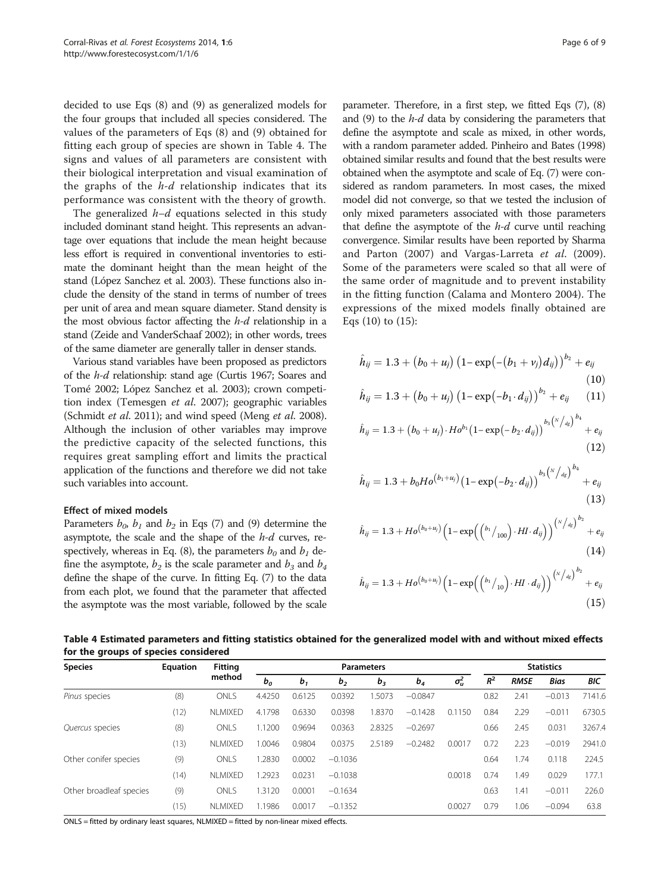decided to use Eqs (8) and (9) as generalized models for the four groups that included all species considered. The values of the parameters of Eqs (8) and (9) obtained for fitting each group of species are shown in Table 4. The signs and values of all parameters are consistent with their biological interpretation and visual examination of the graphs of the *h-d* relationship indicates that its performance was consistent with the theory of growth.

The generalized *h–d* equations selected in this study included dominant stand height. This represents an advantage over equations that include the mean height because less effort is required in conventional inventories to estimate the dominant height than the mean height of the stand (López Sanchez et al. 2003). These functions also include the density of the stand in terms of number of trees per unit of area and mean square diameter. Stand density is the most obvious factor affecting the *h-d* relationship in a stand (Zeide and VanderSchaaf 2002); in other words, trees of the same diameter are generally taller in denser stands.

Various stand variables have been proposed as predictors of the *h-d* relationship: stand age (Curtis 1967; Soares and Tomé 2002; López Sanchez et al. 2003); crown competition index (Temesgen *et al*. 2007); geographic variables (Schmidt *et al*. 2011); and wind speed (Meng *et al*. 2008). Although the inclusion of other variables may improve the predictive capacity of the selected functions, this requires great sampling effort and limits the practical application of the functions and therefore we did not take such variables into account.

### Effect of mixed models

Parameters $b_0$, $b_1$ and $b_2$ in Eqs (7) and (9) determine the asymptote, the scale and the shape of the *h-d* curves, respectively, whereas in Eq. (8), the parameters $b_0$ and $b_1$ define the asymptote, $b_2$ is the scale parameter and $b_3$ and $b_4$ define the shape of the curve. In fitting Eq. (7) to the data from each plot, we found that the parameter that affected the asymptote was the most variable, followed by the scale parameter. Therefore, in a first step, we fitted Eqs (7), (8) and (9) to the *h-d* data by considering the parameters that define the asymptote and scale as mixed, in other words, with a random parameter added. Pinheiro and Bates (1998) obtained similar results and found that the best results were obtained when the asymptote and scale of Eq. (7) were considered as random parameters. In most cases, the mixed model did not converge, so that we tested the inclusion of only mixed parameters associated with those parameters that define the asymptote of the *h-d* curve until reaching convergence. Similar results have been reported by Sharma and Parton (2007) and Vargas-Larreta *et al*. (2009). Some of the parameters were scaled so that all were of the same order of magnitude and to prevent instability in the fitting function (Calama and Montero 2004). The expressions of the mixed models finally obtained are Eqs (10) to (15):

$$\hat{h}_{ij} = 1.3 + (b_0 + u_j)\left(1 - \exp\left(-(b_1 + v_j)d_{ij}\right)\right)^{b_2} + e_{ij} \tag{10}$$

$$\hat{h}_{ij} = 1.3 + (b_0 + u_j)\left(1 - \exp\left(-b_1 \cdot d_{ij}\right)\right)^{b_2} + e_{ij} \tag{11}$$

$$\hat{h}_{ij} = 1.3 + (b_0 + u_j)\cdot Ho^{b_1}\left(1 - \exp\left(-b_2 \cdot d_{ij}\right)\right)^{b_3\left(N/d_g\right)^{b_4}} + e_{ij} \tag{12}$$

$$\hat{h}_{ij} = 1.3 + b_0 Ho^{(b_1 + u_j)}\left(1 - \exp\left(-b_2 \cdot d_{ij}\right)\right)^{b_3\left(N/d_g\right)^{b_4}} + e_{ij} \tag{13}$$

$$\hat{h}_{ij} = 1.3 + Ho^{(b_0 + u_j)}\left(1 - \exp\left(\left(b_1/100\right)\cdot HI \cdot d_{ij}\right)\right)^{\left(N/d_g\right)^{b_2}} + e_{ij} \tag{14}$$

$$\hat{h}_{ij} = 1.3 + Ho^{(b_0 + u_j)}\left(1 - \exp\left(\left(b_1/10\right)\cdot HI \cdot d_{ij}\right)\right)^{\left(N/d_g\right)^{b_2}} + e_{ij} \tag{15}$$

**Table 4 Estimated parameters and fitting statistics obtained for the generalized model with and without mixed effects for the groups of species considered**

| Species | Equation | Fitting method | Parameters | | | | | | Statistics | | | |
|---|---|---|---|---|---|---|---|---|---|---|---|---|
| | | | $b_0$ | $b_1$ | $b_2$ | $b_3$ | $b_4$ | $\sigma_u^2$ | $R^2$ | *RMSE* | *Bias* | *BIC* |
| *Pinus* species | (8) | ONLS | 4.4250 | 0.6125 | 0.0392 | 1.5073 | −0.0847 | | 0.82 | 2.41 | −0.013 | 7141.6 |
| | (12) | NLMIXED | 4.1798 | 0.6330 | 0.0398 | 1.8370 | −0.1428 | 0.1150 | 0.84 | 2.29 | −0.011 | 6730.5 |
| *Quercus* species | (8) | ONLS | 1.1200 | 0.9694 | 0.0363 | 2.8325 | −0.2697 | | 0.66 | 2.45 | 0.031 | 3267.4 |
| | (13) | NLMIXED | 1.0046 | 0.9804 | 0.0375 | 2.5189 | −0.2482 | 0.0017 | 0.72 | 2.23 | −0.019 | 2941.0 |
| Other conifer species | (9) | ONLS | 1.2830 | 0.0002 | −0.1036 | | | | 0.64 | 1.74 | 0.118 | 224.5 |
| | (14) | NLMIXED | 1.2923 | 0.0231 | −0.1038 | | | 0.0018 | 0.74 | 1.49 | 0.029 | 177.1 |
| Other broadleaf species | (9) | ONLS | 1.3120 | 0.0001 | −0.1634 | | | | 0.63 | 1.41 | −0.011 | 226.0 |
| | (15) | NLMIXED | 1.1986 | 0.0017 | −0.1352 | | | 0.0027 | 0.79 | 1.06 | −0.094 | 63.8 |

ONLS = fitted by ordinary least squares, NLMIXED = fitted by non-linear mixed effects.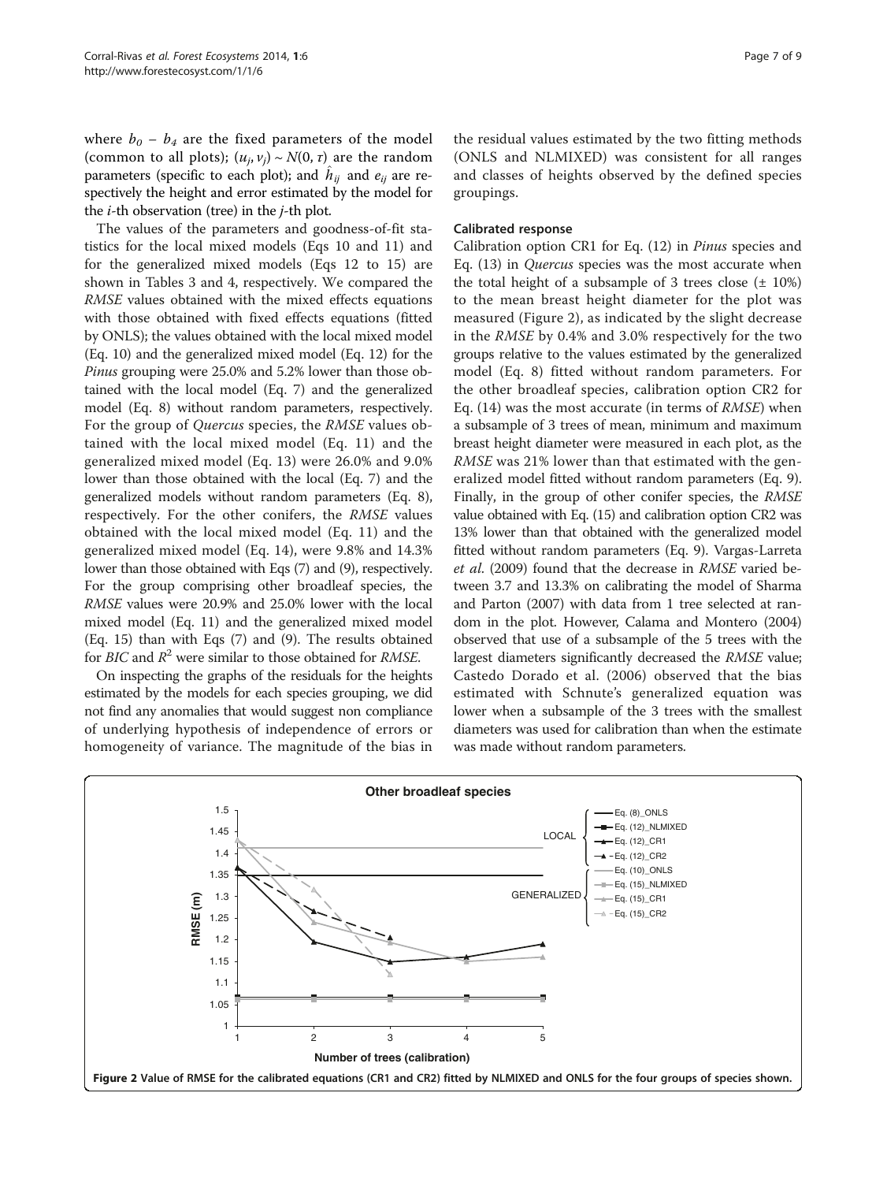where $b_0 - b_4$ are the fixed parameters of the model (common to all plots); $(u_j, v_j) \sim N(0, \tau)$ are the random parameters (specific to each plot); and $\hat{h}_{ij}$ and $e_{ij}$ are respectively the height and error estimated by the model for the $i$-th observation (tree) in the $j$-th plot.

The values of the parameters and goodness-of-fit statistics for the local mixed models (Eqs 10 and 11) and for the generalized mixed models (Eqs 12 to 15) are shown in Tables 3 and 4, respectively. We compared the *RMSE* values obtained with the mixed effects equations with those obtained with fixed effects equations (fitted by ONLS); the values obtained with the local mixed model (Eq. 10) and the generalized mixed model (Eq. 12) for the *Pinus* grouping were 25.0% and 5.2% lower than those obtained with the local model (Eq. 7) and the generalized model (Eq. 8) without random parameters, respectively. For the group of *Quercus* species, the *RMSE* values obtained with the local mixed model (Eq. 11) and the generalized mixed model (Eq. 13) were 26.0% and 9.0% lower than those obtained with the local (Eq. 7) and the generalized models without random parameters (Eq. 8), respectively. For the other conifers, the *RMSE* values obtained with the local mixed model (Eq. 11) and the generalized mixed model (Eq. 14), were 9.8% and 14.3% lower than those obtained with Eqs (7) and (9), respectively. For the group comprising other broadleaf species, the *RMSE* values were 20.9% and 25.0% lower with the local mixed model (Eq. 11) and the generalized mixed model (Eq. 15) than with Eqs (7) and (9). The results obtained for *BIC* and $R^2$ were similar to those obtained for *RMSE*.

On inspecting the graphs of the residuals for the heights estimated by the models for each species grouping, we did not find any anomalies that would suggest non compliance of underlying hypothesis of independence of errors or homogeneity of variance. The magnitude of the bias in the residual values estimated by the two fitting methods (ONLS and NLMIXED) was consistent for all ranges and classes of heights observed by the defined species groupings.

### Calibrated response

Calibration option CR1 for Eq. (12) in *Pinus* species and Eq. (13) in *Quercus* species was the most accurate when the total height of a subsample of 3 trees close (± 10%) to the mean breast height diameter for the plot was measured (Figure 2), as indicated by the slight decrease in the *RMSE* by 0.4% and 3.0% respectively for the two groups relative to the values estimated by the generalized model (Eq. 8) fitted without random parameters. For the other broadleaf species, calibration option CR2 for Eq. (14) was the most accurate (in terms of *RMSE*) when a subsample of 3 trees of mean, minimum and maximum breast height diameter were measured in each plot, as the *RMSE* was 21% lower than that estimated with the generalized model fitted without random parameters (Eq. 9). Finally, in the group of other conifer species, the *RMSE* value obtained with Eq. (15) and calibration option CR2 was 13% lower than that obtained with the generalized model fitted without random parameters (Eq. 9). Vargas-Larreta *et al*. (2009) found that the decrease in *RMSE* varied between 3.7 and 13.3% on calibrating the model of Sharma and Parton (2007) with data from 1 tree selected at random in the plot. However, Calama and Montero (2004) observed that use of a subsample of the 5 trees with the largest diameters significantly decreased the *RMSE* value; Castedo Dorado et al. (2006) observed that the bias estimated with Schnute's generalized equation was lower when a subsample of the 3 trees with the smallest diameters was used for calibration than when the estimate was made without random parameters.

Figure 2 Value of RMSE for the calibrated equations (CR1 and CR2) fitted by NLMIXED and ONLS for the four groups of species shown.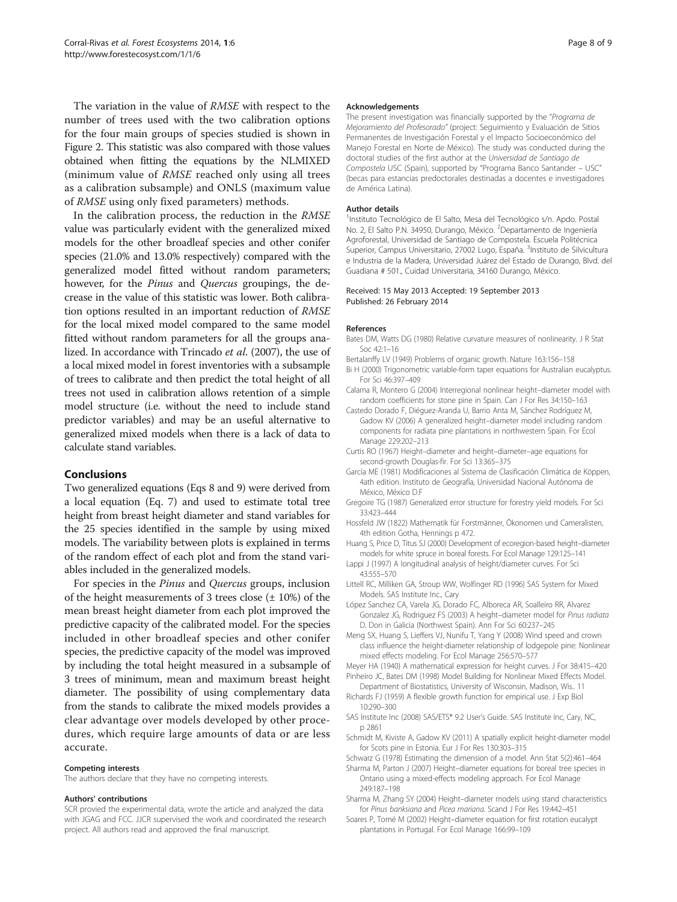The variation in the value of *RMSE* with respect to the number of trees used with the two calibration options for the four main groups of species studied is shown in Figure 2. This statistic was also compared with those values obtained when fitting the equations by the NLMIXED (minimum value of *RMSE* reached only using all trees as a calibration subsample) and ONLS (maximum value of *RMSE* using only fixed parameters) methods.

In the calibration process, the reduction in the *RMSE* value was particularly evident with the generalized mixed models for the other broadleaf species and other conifer species (21.0% and 13.0% respectively) compared with the generalized model fitted without random parameters; however, for the *Pinus* and *Quercus* groupings, the decrease in the value of this statistic was lower. Both calibration options resulted in an important reduction of *RMSE* for the local mixed model compared to the same model fitted without random parameters for all the groups analized. In accordance with Trincado *et al*. (2007), the use of a local mixed model in forest inventories with a subsample of trees to calibrate and then predict the total height of all trees not used in calibration allows retention of a simple model structure (i.e. without the need to include stand predictor variables) and may be an useful alternative to generalized mixed models when there is a lack of data to calculate stand variables.

## Conclusions

Two generalized equations (Eqs 8 and 9) were derived from a local equation (Eq. 7) and used to estimate total tree height from breast height diameter and stand variables for the 25 species identified in the sample by using mixed models. The variability between plots is explained in terms of the random effect of each plot and from the stand variables included in the generalized models.

For species in the *Pinus* and *Quercus* groups, inclusion of the height measurements of 3 trees close (± 10%) of the mean breast height diameter from each plot improved the predictive capacity of the calibrated model. For the species included in other broadleaf species and other conifer species, the predictive capacity of the model was improved by including the total height measured in a subsample of 3 trees of minimum, mean and maximum breast height diameter. The possibility of using complementary data from the stands to calibrate the mixed models provides a clear advantage over models developed by other procedures, which require large amounts of data or are less accurate.

#### Competing interests

The authors declare that they have no competing interests.

#### Authors' contributions

SCR provied the experimental data, wrote the article and analyzed the data with JGAG and FCC. JJCR supervised the work and coordinated the research project. All authors read and approved the final manuscript.

#### Acknowledgements

The present investigation was financially supported by the "*Programa de Mejoramiento del Profesorado*" (project: Seguimiento y Evaluación de Sitios Permanentes de Investigación Forestal y el Impacto Socioeconómico del Manejo Forestal en Norte de México). The study was conducted during the doctoral studies of the first author at the *Universidad de Santiago de Compostela* USC (Spain), supported by "Programa Banco Santander – USC" (becas para estancias predoctorales destinadas a docentes e investigadores de América Latina).

#### Author details

[1]Instituto Tecnológico de El Salto, Mesa del Tecnológico s/n. Apdo. Postal No. 2, El Salto P.N. 34950, Durango, México. [2]Departamento de Ingeniería Agroforestal, Universidad de Santiago de Compostela. Escuela Politécnica Superior, Campus Universitario, 27002 Lugo, España. [3]Instituto de Silvicultura e Industria de la Madera, Universidad Juárez del Estado de Durango, Blvd. del Guadiana # 501., Cuidad Universitaria, 34160 Durango, México.

Received: 15 May 2013 Accepted: 19 September 2013
Published: 26 February 2014

#### References

Bates DM, Watts DG (1980) Relative curvature measures of nonlinearity. J R Stat Soc 42:1–16

Bertalanffy LV (1949) Problems of organic growth. Nature 163:156–158

Bi H (2000) Trigonometric variable-form taper equations for Australian eucalyptus. For Sci 46:397–409

Calama R, Montero G (2004) Interregional nonlinear height–diameter model with random coefficients for stone pine in Spain. Can J For Res 34:150–163

Castedo Dorado F, Diéguez-Aranda U, Barrio Anta M, Sánchez Rodríguez M, Gadow KV (2006) A generalized height–diameter model including random components for radiata pine plantations in northwestern Spain. For Ecol Manage 229:202–213

Curtis RO (1967) Height–diameter and height–diameter–age equations for second-growth Douglas-fir. For Sci 13:365–375

García ME (1981) Modificaciones al Sistema de Clasificación Climática de Köppen, 4ath edition. Instituto de Geografía, Universidad Nacional Autónoma de México, México D.F

Gregoire TG (1987) Generalized error structure for forestry yield models. For Sci 33:423–444

Hossfeld JW (1822) Mathematik für Forstmänner, Ökonomen und Cameralisten, 4th edition Gotha, Hennings p 472.

Huang S, Price D, Titus SJ (2000) Development of ecoregion-based height–diameter models for white spruce in boreal forests. For Ecol Manage 129:125–141

Lappi J (1997) A longitudinal analysis of height/diameter curves. For Sci 43:555–570

Littell RC, Milliken GA, Stroup WW, Wolfinger RD (1996) SAS System for Mixed Models. SAS Institute Inc., Cary

López Sanchez CA, Varela JG, Dorado FC, Alboreca AR, Soalleiro RR, Alvarez Gonzalez JG, Rodriguez FS (2003) A height–diameter model for *Pinus radiata* D. Don in Galicia (Northwest Spain). Ann For Sci 60:237–245

Meng SX, Huang S, Lieffers VJ, Nunifu T, Yang Y (2008) Wind speed and crown class influence the height-diameter relationship of lodgepole pine: Nonlinear mixed effects modeling. For Ecol Manage 256:570–577

Meyer HA (1940) A mathematical expression for height curves. J For 38:415–420

Pinheiro JC, Bates DM (1998) Model Building for Nonlinear Mixed Effects Model. Department of Biostatistics, University of Wisconsin, Madison, Wis.. 11

Richards FJ (1959) A flexible growth function for empirical use. J Exp Biol 10:290–300

SAS Institute Inc (2008) SAS/ETS® 9.2 User's Guide. SAS Institute Inc, Cary, NC, p 2861

Schmidt M, Kiviste A, Gadow KV (2011) A spatially explicit height-diameter model for Scots pine in Estonia. Eur J For Res 130:303–315

Schwarz G (1978) Estimating the dimension of a model. Ann Stat 5(2):461–464

Sharma M, Parton J (2007) Height–diameter equations for boreal tree species in Ontario using a mixed-effects modeling approach. For Ecol Manage 249:187–198

Sharma M, Zhang SY (2004) Height–diameter models using stand characteristics for *Pinus banksiana* and *Picea mariana*. Scand J For Res 19:442–451

Soares P, Tomé M (2002) Height–diameter equation for first rotation eucalypt plantations in Portugal. For Ecol Manage 166:99–109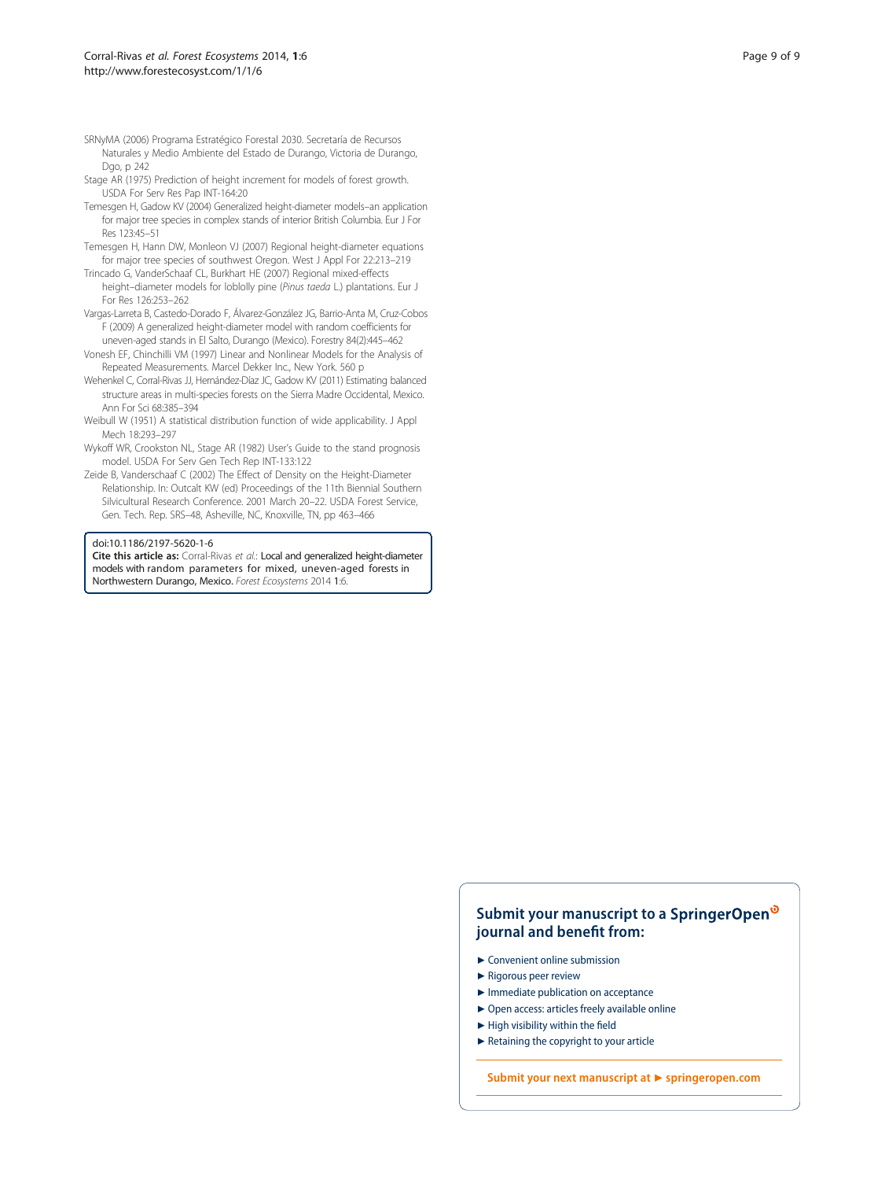SRNyMA (2006) Programa Estratégico Forestal 2030. Secretaría de Recursos Naturales y Medio Ambiente del Estado de Durango, Victoria de Durango, Dgo, p 242

Stage AR (1975) Prediction of height increment for models of forest growth. USDA For Serv Res Pap INT-164:20

Temesgen H, Gadow KV (2004) Generalized height-diameter models–an application for major tree species in complex stands of interior British Columbia. Eur J For Res 123:45–51

Temesgen H, Hann DW, Monleon VJ (2007) Regional height-diameter equations for major tree species of southwest Oregon. West J Appl For 22:213–219

Trincado G, VanderSchaaf CL, Burkhart HE (2007) Regional mixed-effects height–diameter models for loblolly pine (*Pinus taeda* L.) plantations. Eur J For Res 126:253–262

Vargas-Larreta B, Castedo-Dorado F, Álvarez-González JG, Barrio-Anta M, Cruz-Cobos F (2009) A generalized height-diameter model with random coefficients for uneven-aged stands in El Salto, Durango (Mexico). Forestry 84(2):445–462

Vonesh EF, Chinchilli VM (1997) Linear and Nonlinear Models for the Analysis of Repeated Measurements. Marcel Dekker Inc., New York. 560 p

Wehenkel C, Corral-Rivas JJ, Hernández-Díaz JC, Gadow KV (2011) Estimating balanced structure areas in multi-species forests on the Sierra Madre Occidental, Mexico. Ann For Sci 68:385–394

Weibull W (1951) A statistical distribution function of wide applicability. J Appl Mech 18:293–297

Wykoff WR, Crookston NL, Stage AR (1982) User's Guide to the stand prognosis model. USDA For Serv Gen Tech Rep INT-133:122

Zeide B, Vanderschaaf C (2002) The Effect of Density on the Height-Diameter Relationship. In: Outcalt KW (ed) Proceedings of the 11th Biennial Southern Silvicultural Research Conference. 2001 March 20–22. USDA Forest Service, Gen. Tech. Rep. SRS–48, Asheville, NC, Knoxville, TN, pp 463–466

doi:10.1186/2197-5620-1-6

**Cite this article as:** Corral-Rivas *et al.*: Local and generalized height-diameter models with random parameters for mixed, uneven-aged forests in Northwestern Durango, Mexico. *Forest Ecosystems* 2014 **1**:6.

**Submit your manuscript to a SpringerOpen journal and benefit from:**

- ► Convenient online submission
- ► Rigorous peer review
- ► Immediate publication on acceptance
- ► Open access: articles freely available online
- ► High visibility within the field
- ► Retaining the copyright to your article

**Submit your next manuscript at ► springeropen.com**